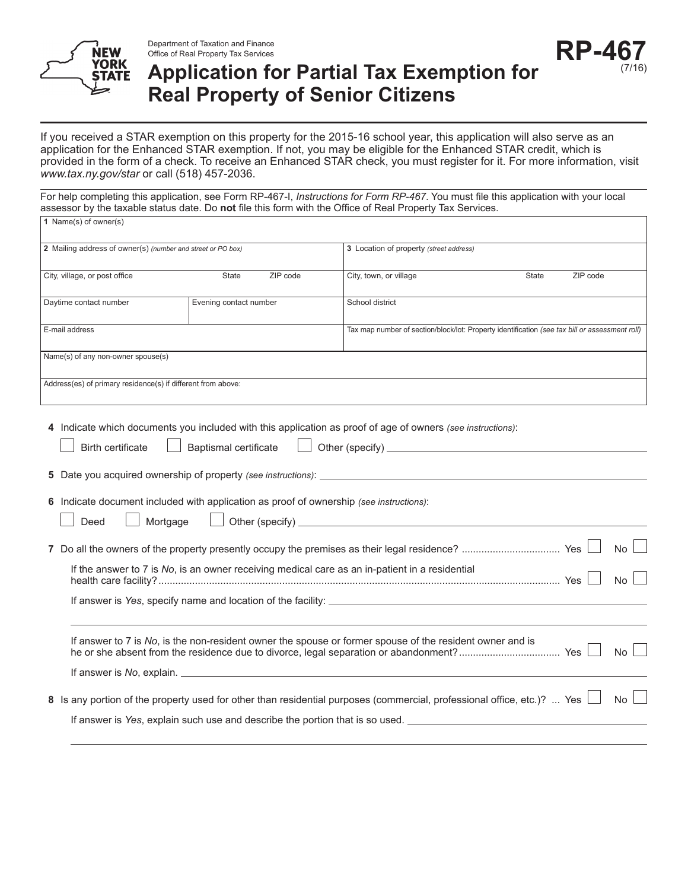Department of Taxation and Finance
Office of Real Property Tax Services

# Application for Partial Tax Exemption for Real Property of Senior Citizens

**RP-467** (7/16)

If you received a STAR exemption on this property for the 2015-16 school year, this application will also serve as an application for the Enhanced STAR exemption. If not, you may be eligible for the Enhanced STAR credit, which is provided in the form of a check. To receive an Enhanced STAR check, you must register for it. For more information, visit *www.tax.ny.gov/star* or call (518) 457-2036.

For help completing this application, see Form RP-467-I, *Instructions for Form RP-467*. You must file this application with your local assessor by the taxable status date. Do **not** file this form with the Office of Real Property Tax Services.

| | | |
|---|---|---|
| **1** Name(s) of owner(s) | | |
| **2** Mailing address of owner(s) *(number and street or PO box)* | | **3** Location of property *(street address)* |
| City, village, or post office State ZIP code | | City, town, or village State ZIP code |
| Daytime contact number | Evening contact number | School district |
| E-mail address | | Tax map number of section/block/lot: Property identification *(see tax bill or assessment roll)* |
| Name(s) of any non-owner spouse(s) | | |
| Address(es) of primary residence(s) if different from above: | | |

**4** Indicate which documents you included with this application as proof of age of owners *(see instructions)*:

☐ Birth certificate ☐ Baptismal certificate ☐ Other (specify) ______________________

**5** Date you acquired ownership of property *(see instructions)*: ______________________

**6** Indicate document included with application as proof of ownership *(see instructions)*:

☐ Deed ☐ Mortgage ☐ Other (specify) ______________________

**7** Do all the owners of the property presently occupy the premises as their legal residence? .................................. Yes ☐ No ☐

If the answer to 7 is *No*, is an owner receiving medical care as an in-patient in a residential health care facility? .................................. Yes ☐ No ☐

If answer is *Yes*, specify name and location of the facility: ______________________

If answer to 7 is *No*, is the non-resident owner the spouse or former spouse of the resident owner and is he or she absent from the residence due to divorce, legal separation or abandonment? .................................. Yes ☐ No ☐

If answer is *No*, explain. ______________________

**8** Is any portion of the property used for other than residential purposes (commercial, professional office, etc.)? ... Yes ☐ No ☐

If answer is *Yes*, explain such use and describe the portion that is so used. ______________________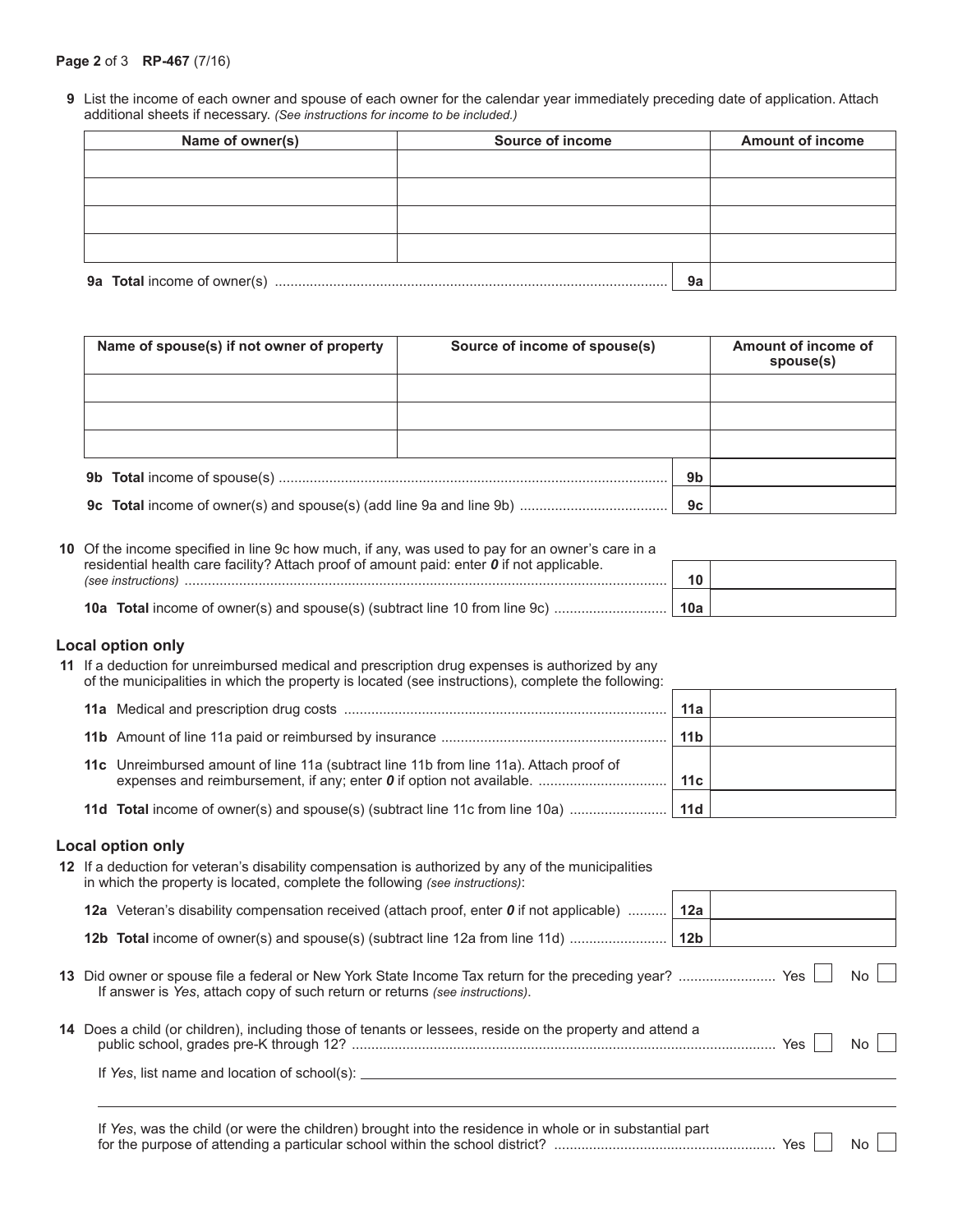**9** List the income of each owner and spouse of each owner for the calendar year immediately preceding date of application. Attach additional sheets if necessary. *(See instructions for income to be included.)*

| Name of owner(s) | Source of income | | Amount of income |
|---|---|---|---|
| | | | |
| | | | |
| | | | |
| | | | |
| **9a Total** income of owner(s) | | 9a | |

| Name of spouse(s) if not owner of property | Source of income of spouse(s) | | Amount of income of spouse(s) |
|---|---|---|---|
| | | | |
| | | | |
| | | | |
| **9b Total** income of spouse(s) | | 9b | |
| **9c Total** income of owner(s) and spouse(s) (add line 9a and line 9b) | | 9c | |

**10** Of the income specified in line 9c how much, if any, was used to pay for an owner's care in a residential health care facility? Attach proof of amount paid: enter ***0*** if not applicable. *(see instructions)* ............ **10** ______

**10a Total** income of owner(s) and spouse(s) (subtract line 10 from line 9c) ............ **10a** ______

### Local option only

**11** If a deduction for unreimbursed medical and prescription drug expenses is authorized by any of the municipalities in which the property is located (see instructions), complete the following:

**11a** Medical and prescription drug costs ............ **11a** ______

**11b** Amount of line 11a paid or reimbursed by insurance ............ **11b** ______

**11c** Unreimbursed amount of line 11a (subtract line 11b from line 11a). Attach proof of expenses and reimbursement, if any; enter ***0*** if option not available. ............ **11c** ______

**11d Total** income of owner(s) and spouse(s) (subtract line 11c from line 10a) ............ **11d** ______

### Local option only

**12** If a deduction for veteran's disability compensation is authorized by any of the municipalities in which the property is located, complete the following *(see instructions)*:

**12a** Veteran's disability compensation received (attach proof, enter ***0*** if not applicable) ............ **12a** ______

**12b Total** income of owner(s) and spouse(s) (subtract line 12a from line 11d) ............ **12b** ______

**13** Did owner or spouse file a federal or New York State Income Tax return for the preceding year? ............ Yes ☐ No ☐
If answer is *Yes*, attach copy of such return or returns *(see instructions)*.

**14** Does a child (or children), including those of tenants or lessees, reside on the property and attend a public school, grades pre-K through 12? ............ Yes ☐ No ☐

If *Yes*, list name and location of school(s): ______________________________

If *Yes*, was the child (or were the children) brought into the residence in whole or in substantial part for the purpose of attending a particular school within the school district? ............ Yes ☐ No ☐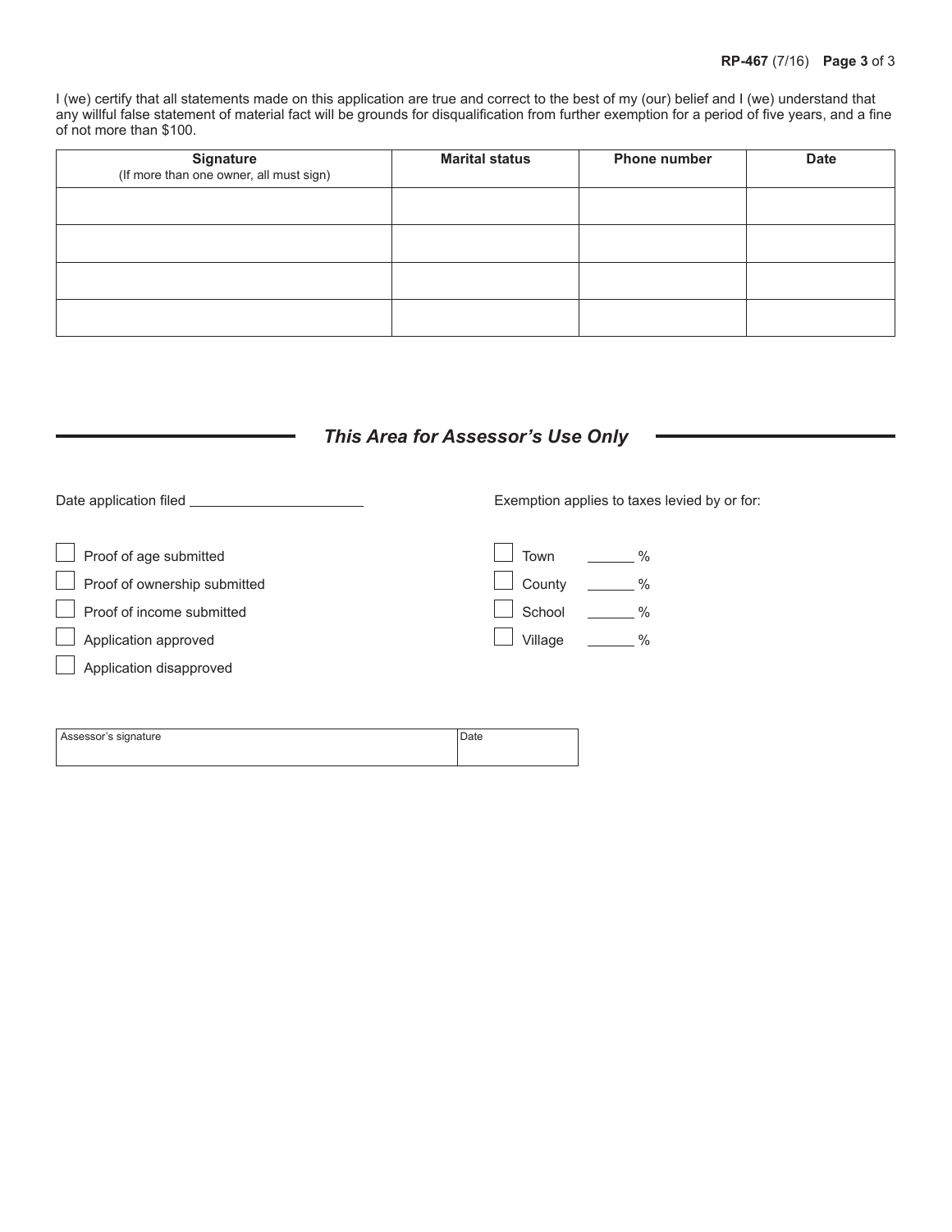I (we) certify that all statements made on this application are true and correct to the best of my (our) belief and I (we) understand that any willful false statement of material fact will be grounds for disqualification from further exemption for a period of five years, and a fine of not more than $100.

| **Signature** (If more than one owner, all must sign) | **Marital status** | **Phone number** | **Date** |
|---|---|---|---|
| | | | |
| | | | |
| | | | |
| | | | |

## *This Area for Assessor's Use Only*

Date application filed ____________________

- ☐ Proof of age submitted
- ☐ Proof of ownership submitted
- ☐ Proof of income submitted
- ☐ Application approved
- ☐ Application disapproved

Exemption applies to taxes levied by or for:

- ☐ Town ______ %
- ☐ County ______ %
- ☐ School ______ %
- ☐ Village ______ %

| Assessor's signature | Date |
|---|---|
| | |